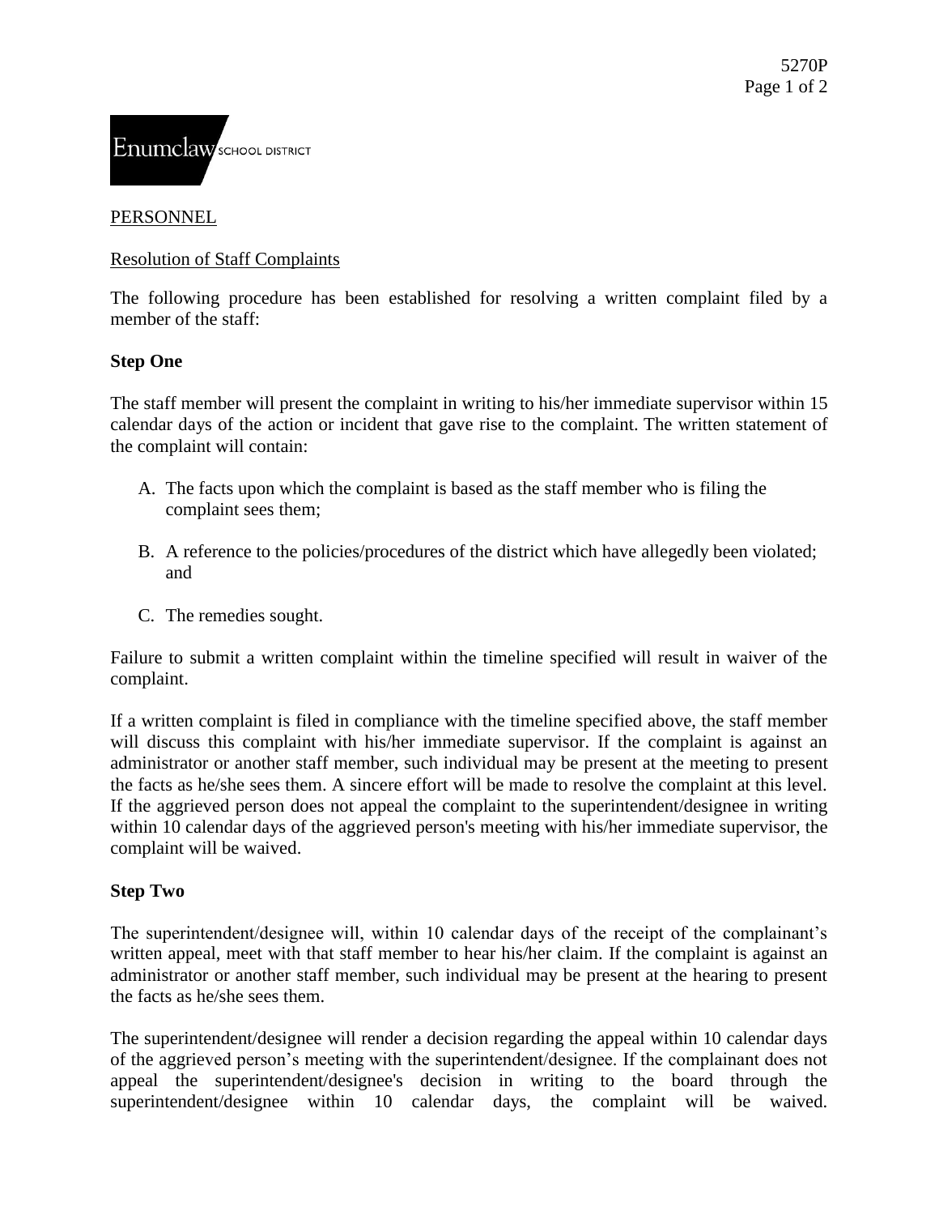Enumclaw SCHOOL DISTRICT

PERSONNEL

Resolution of Staff Complaints

The following procedure has been established for resolving a written complaint filed by a member of the staff:

**Step One**

The staff member will present the complaint in writing to his/her immediate supervisor within 15 calendar days of the action or incident that gave rise to the complaint. The written statement of the complaint will contain:

A. The facts upon which the complaint is based as the staff member who is filing the complaint sees them;

B. A reference to the policies/procedures of the district which have allegedly been violated; and

C. The remedies sought.

Failure to submit a written complaint within the timeline specified will result in waiver of the complaint.

If a written complaint is filed in compliance with the timeline specified above, the staff member will discuss this complaint with his/her immediate supervisor. If the complaint is against an administrator or another staff member, such individual may be present at the meeting to present the facts as he/she sees them. A sincere effort will be made to resolve the complaint at this level. If the aggrieved person does not appeal the complaint to the superintendent/designee in writing within 10 calendar days of the aggrieved person's meeting with his/her immediate supervisor, the complaint will be waived.

**Step Two**

The superintendent/designee will, within 10 calendar days of the receipt of the complainant's written appeal, meet with that staff member to hear his/her claim. If the complaint is against an administrator or another staff member, such individual may be present at the hearing to present the facts as he/she sees them.

The superintendent/designee will render a decision regarding the appeal within 10 calendar days of the aggrieved person's meeting with the superintendent/designee. If the complainant does not appeal the superintendent/designee's decision in writing to the board through the superintendent/designee within 10 calendar days, the complaint will be waived.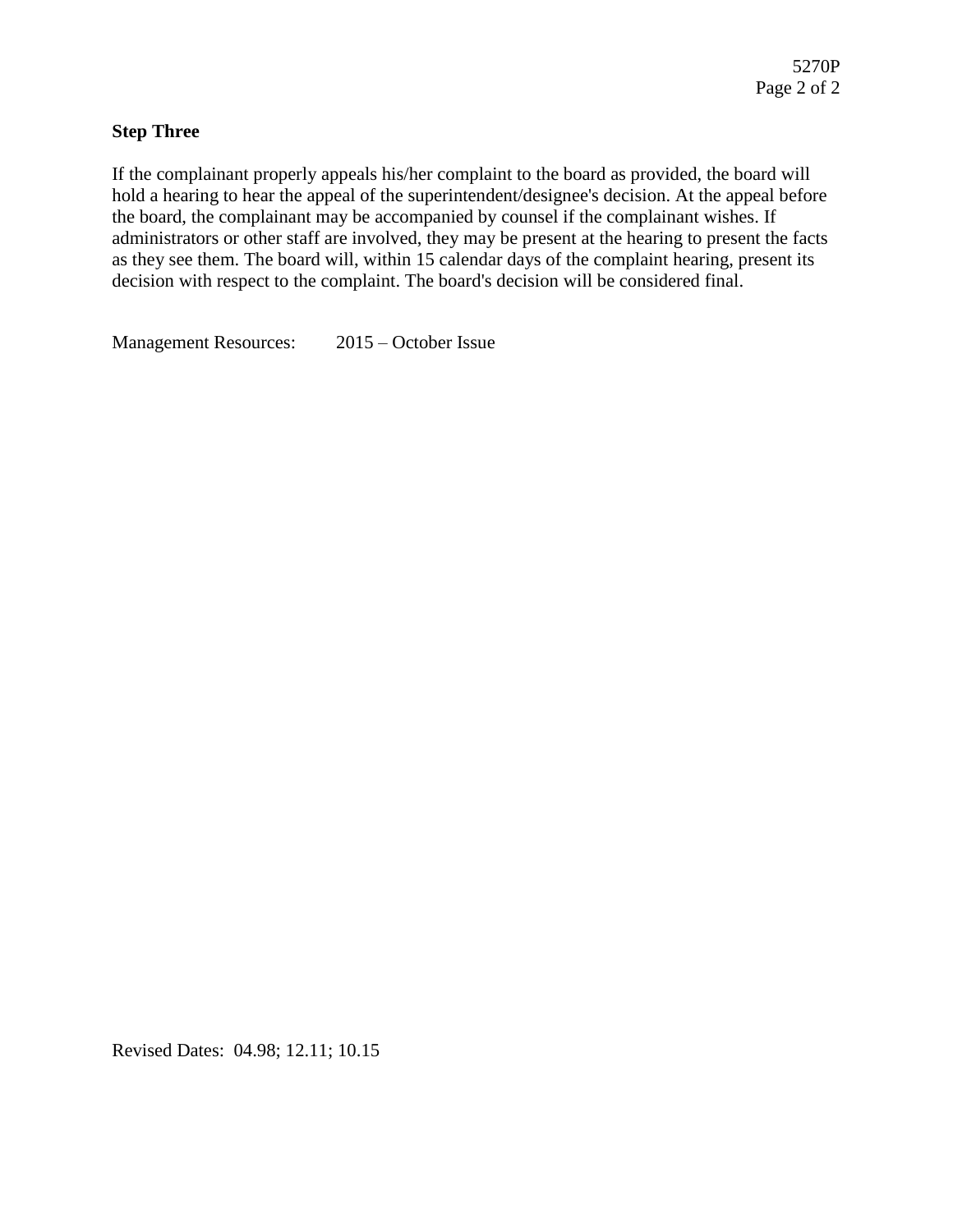**Step Three**

If the complainant properly appeals his/her complaint to the board as provided, the board will hold a hearing to hear the appeal of the superintendent/designee's decision. At the appeal before the board, the complainant may be accompanied by counsel if the complainant wishes. If administrators or other staff are involved, they may be present at the hearing to present the facts as they see them. The board will, within 15 calendar days of the complaint hearing, present its decision with respect to the complaint. The board's decision will be considered final.

Management Resources: 2015 – October Issue

Revised Dates: 04.98; 12.11; 10.15